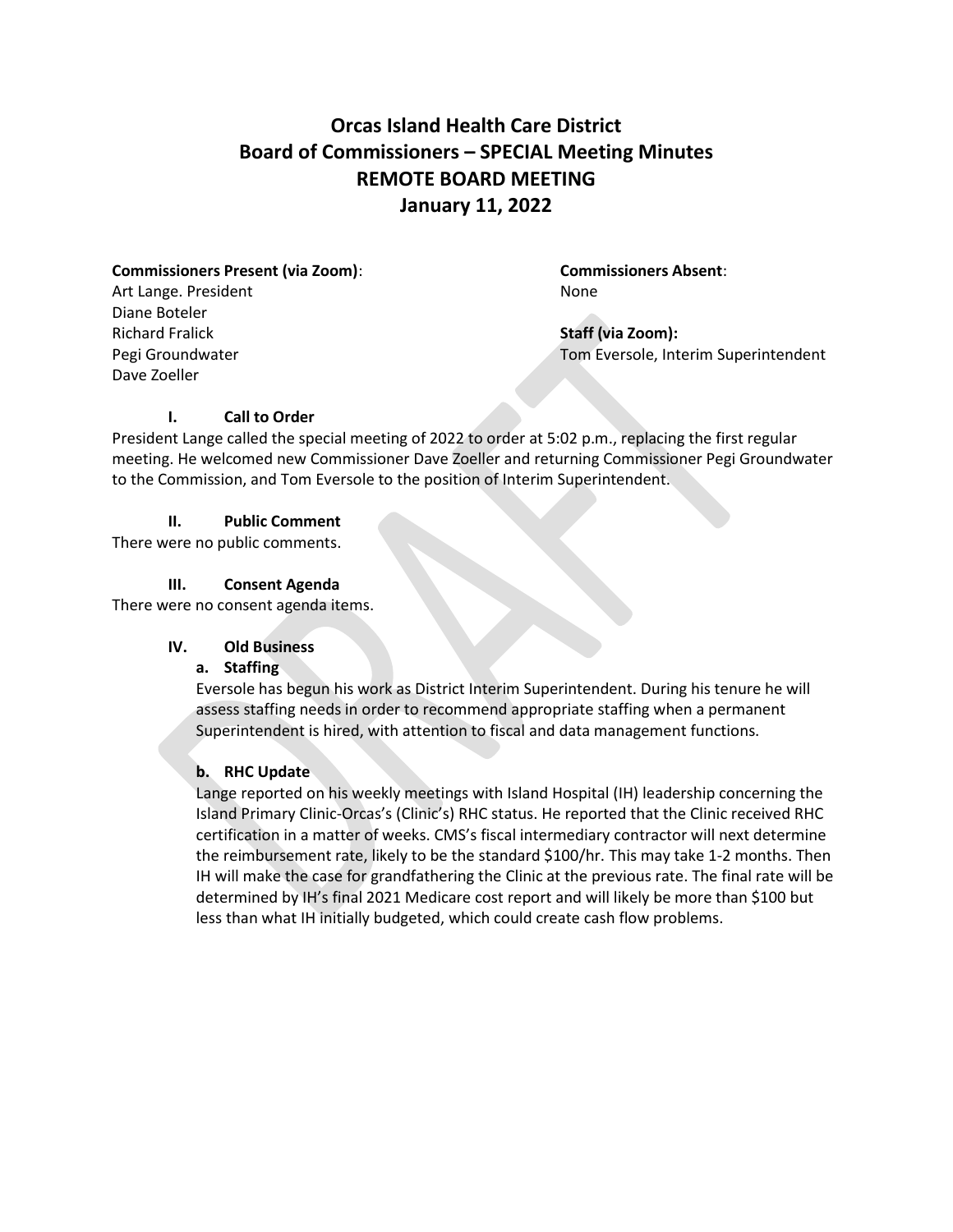# Orcas Island Health Care District
# Board of Commissioners – SPECIAL Meeting Minutes
# REMOTE BOARD MEETING
# January 11, 2022

**Commissioners Present (via Zoom)**:
Art Lange. President
Diane Boteler
Richard Fralick
Pegi Groundwater
Dave Zoeller

**Commissioners Absent**:
None

**Staff (via Zoom):**
Tom Eversole, Interim Superintendent

### I. Call to Order

President Lange called the special meeting of 2022 to order at 5:02 p.m., replacing the first regular meeting. He welcomed new Commissioner Dave Zoeller and returning Commissioner Pegi Groundwater to the Commission, and Tom Eversole to the position of Interim Superintendent.

### II. Public Comment

There were no public comments.

### III. Consent Agenda

There were no consent agenda items.

### IV. Old Business

**a. Staffing**

Eversole has begun his work as District Interim Superintendent. During his tenure he will assess staffing needs in order to recommend appropriate staffing when a permanent Superintendent is hired, with attention to fiscal and data management functions.

**b. RHC Update**

Lange reported on his weekly meetings with Island Hospital (IH) leadership concerning the Island Primary Clinic-Orcas's (Clinic's) RHC status. He reported that the Clinic received RHC certification in a matter of weeks. CMS's fiscal intermediary contractor will next determine the reimbursement rate, likely to be the standard $100/hr. This may take 1-2 months. Then IH will make the case for grandfathering the Clinic at the previous rate. The final rate will be determined by IH's final 2021 Medicare cost report and will likely be more than $100 but less than what IH initially budgeted, which could create cash flow problems.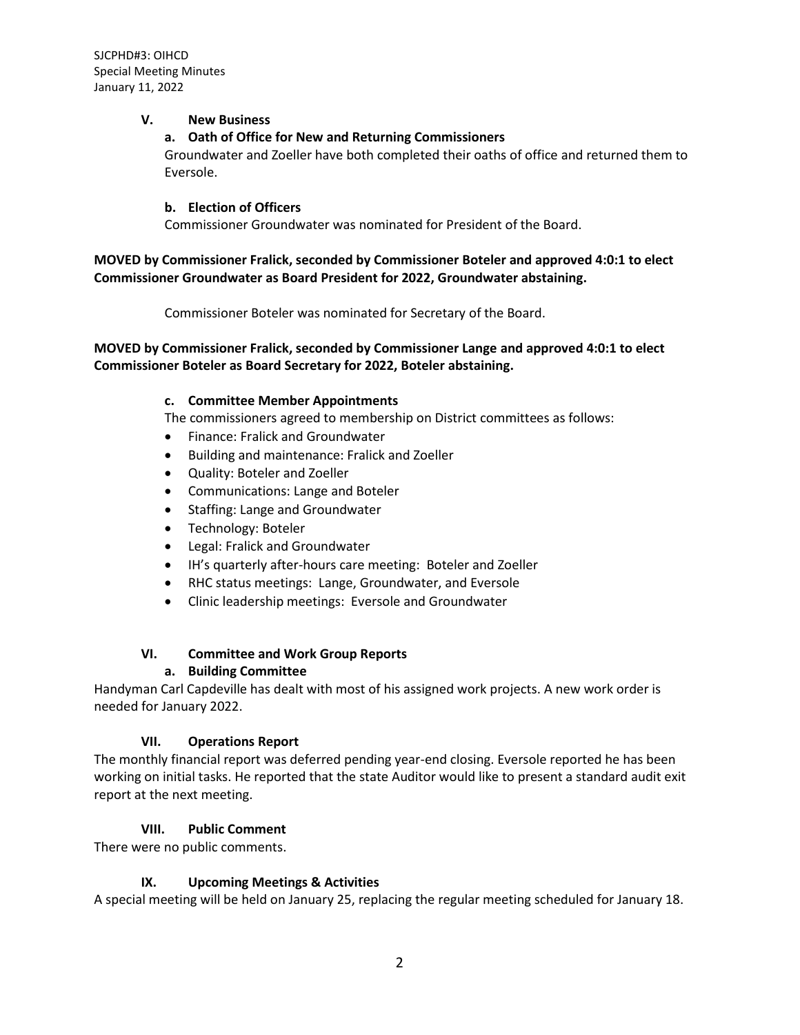## V. New Business

### a. Oath of Office for New and Returning Commissioners

Groundwater and Zoeller have both completed their oaths of office and returned them to Eversole.

### b. Election of Officers

Commissioner Groundwater was nominated for President of the Board.

**MOVED by Commissioner Fralick, seconded by Commissioner Boteler and approved 4:0:1 to elect Commissioner Groundwater as Board President for 2022, Groundwater abstaining.**

Commissioner Boteler was nominated for Secretary of the Board.

**MOVED by Commissioner Fralick, seconded by Commissioner Lange and approved 4:0:1 to elect Commissioner Boteler as Board Secretary for 2022, Boteler abstaining.**

### c. Committee Member Appointments

The commissioners agreed to membership on District committees as follows:

- Finance: Fralick and Groundwater
- Building and maintenance: Fralick and Zoeller
- Quality: Boteler and Zoeller
- Communications: Lange and Boteler
- Staffing: Lange and Groundwater
- Technology: Boteler
- Legal: Fralick and Groundwater
- IH's quarterly after-hours care meeting: Boteler and Zoeller
- RHC status meetings: Lange, Groundwater, and Eversole
- Clinic leadership meetings: Eversole and Groundwater

## VI. Committee and Work Group Reports

### a. Building Committee

Handyman Carl Capdeville has dealt with most of his assigned work projects. A new work order is needed for January 2022.

## VII. Operations Report

The monthly financial report was deferred pending year-end closing. Eversole reported he has been working on initial tasks. He reported that the state Auditor would like to present a standard audit exit report at the next meeting.

## VIII. Public Comment

There were no public comments.

## IX. Upcoming Meetings & Activities

A special meeting will be held on January 25, replacing the regular meeting scheduled for January 18.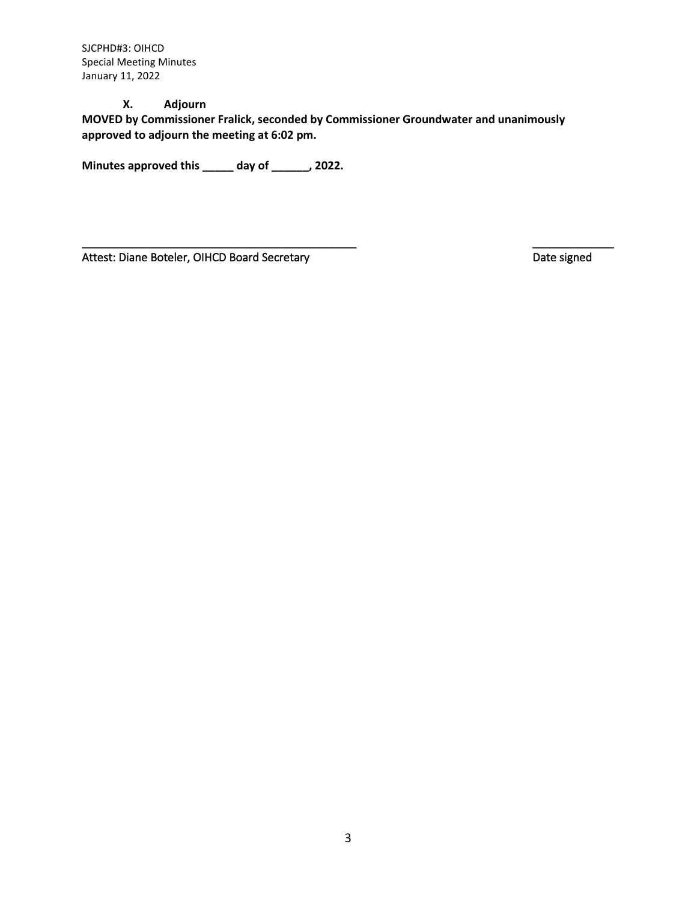### X. Adjourn

**MOVED by Commissioner Fralick, seconded by Commissioner Groundwater and unanimously approved to adjourn the meeting at 6:02 pm.**

**Minutes approved this _____ day of ______, 2022.**

_____________________________________________ _____________

Attest: Diane Boteler, OIHCD Board Secretary Date signed